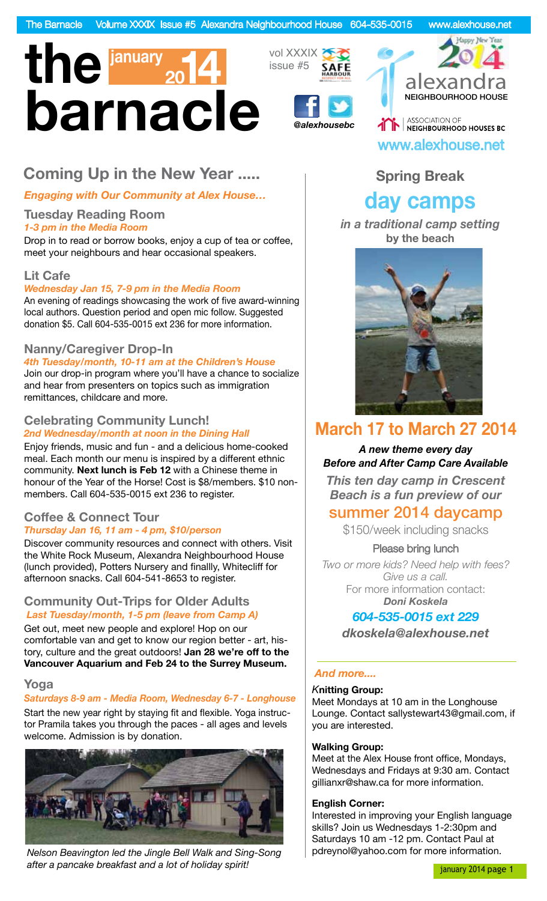# the barnacle

january 2014

vol XXXIX
issue #5

@alexhousebc

alexandra NEIGHBOURHOOD HOUSE

ASSOCIATION OF NEIGHBOURHOOD HOUSES BC

www.alexhouse.net

## Coming Up in the New Year .....

***Engaging with Our Community at Alex House…***

### Tuesday Reading Room

***1-3 pm in the Media Room***

Drop in to read or borrow books, enjoy a cup of tea or coffee, meet your neighbours and hear occasional speakers.

### Lit Cafe

***Wednesday Jan 15, 7-9 pm in the Media Room***

An evening of readings showcasing the work of five award-winning local authors. Question period and open mic follow. Suggested donation $5. Call 604-535-0015 ext 236 for more information.

### Nanny/Caregiver Drop-In

***4th Tuesday/month, 10-11 am at the Children's House***

Join our drop-in program where you'll have a chance to socialize and hear from presenters on topics such as immigration remittances, childcare and more.

### Celebrating Community Lunch!

***2nd Wednesday/month at noon in the Dining Hall***

Enjoy friends, music and fun - and a delicious home-cooked meal. Each month our menu is inspired by a different ethnic community. **Next lunch is Feb 12** with a Chinese theme in honour of the Year of the Horse! Cost is $8/members. $10 non-members. Call 604-535-0015 ext 236 to register.

### Coffee & Connect Tour

***Thursday Jan 16, 11 am - 4 pm, $10/person***

Discover community resources and connect with others. Visit the White Rock Museum, Alexandra Neighbourhood House (lunch provided), Potters Nursery and finallly, Whitecliff for afternoon snacks. Call 604-541-8653 to register.

### Community Out-Trips for Older Adults

***Last Tuesday/month, 1-5 pm (leave from Camp A)***

Get out, meet new people and explore! Hop on our comfortable van and get to know our region better - art, history, culture and the great outdoors! **Jan 28 we're off to the Vancouver Aquarium and Feb 24 to the Surrey Museum.**

### Yoga

***Saturdays 8-9 am - Media Room, Wednesday 6-7 - Longhouse***

Start the new year right by staying fit and flexible. Yoga instructor Pramila takes you through the paces - all ages and levels welcome. Admission is by donation.

*Nelson Beavington led the Jingle Bell Walk and Sing-Song after a pancake breakfast and a lot of holiday spirit!*

## Spring Break day camps

***in a traditional camp setting* by the beach**

## March 17 to March 27 2014

***A new theme every day***
***Before and After Camp Care Available***

***This ten day camp in Crescent Beach is a fun preview of our***

**summer 2014 daycamp**

$150/week including snacks

Please bring lunch

*Two or more kids? Need help with fees? Give us a call.*
For more information contact:
***Doni Koskela***

***604-535-0015 ext 229***
***dkoskela@alexhouse.net***

***And more....***

**Knitting Group:**
Meet Mondays at 10 am in the Longhouse Lounge. Contact sallystewart43@gmail.com, if you are interested.

**Walking Group:**
Meet at the Alex House front office, Mondays, Wednesdays and Fridays at 9:30 am. Contact gillianxr@shaw.ca for more information.

**English Corner:**
Interested in improving your English language skills? Join us Wednesdays 1-2:30pm and Saturdays 10 am -12 pm. Contact Paul at pdreynol@yahoo.com for more information.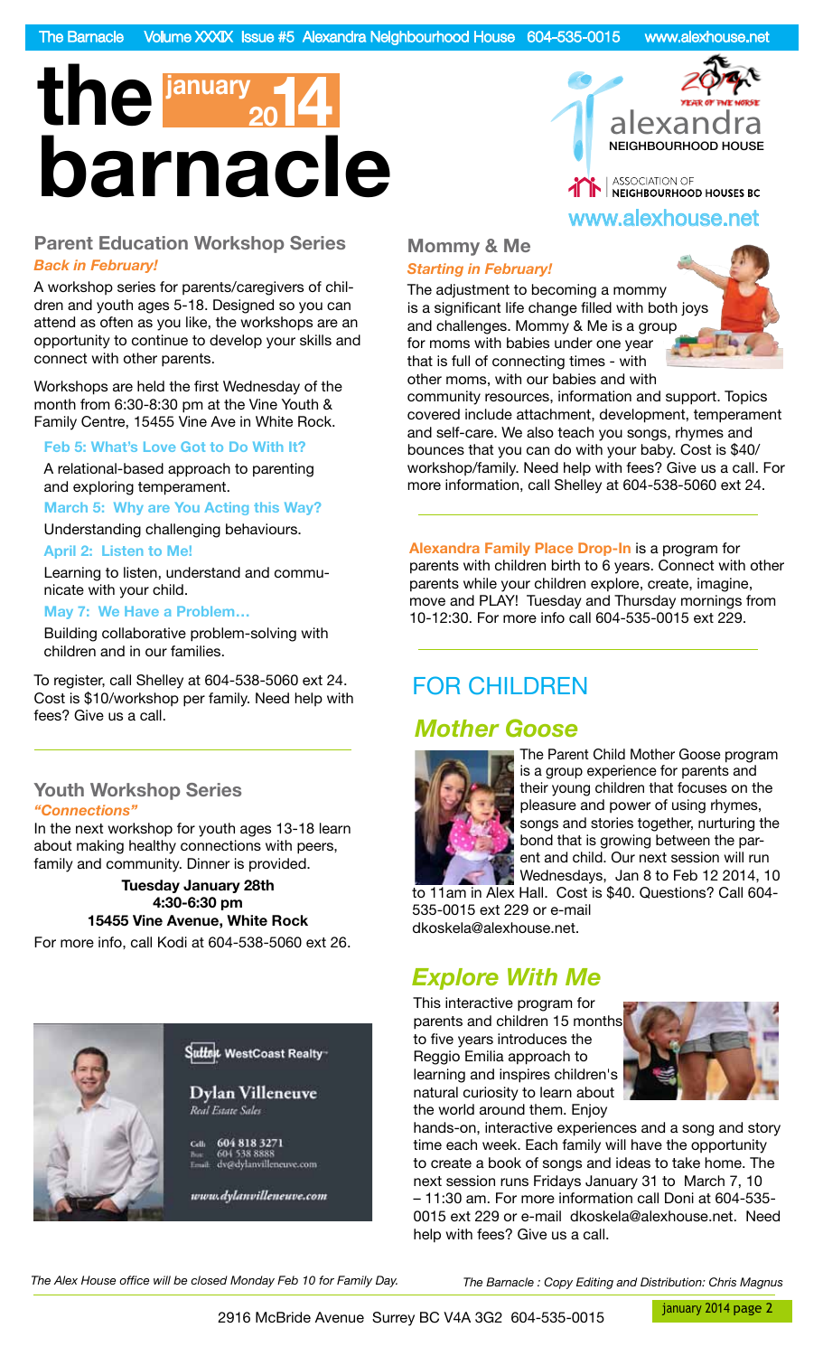# the barnacle

january 2014

alexandra NEIGHBOURHOOD HOUSE

ASSOCIATION OF NEIGHBOURHOOD HOUSES BC

www.alexhouse.net

## Parent Education Workshop Series

***Back in February!***

A workshop series for parents/caregivers of children and youth ages 5-18. Designed so you can attend as often as you like, the workshops are an opportunity to continue to develop your skills and connect with other parents.

Workshops are held the first Wednesday of the month from 6:30-8:30 pm at the Vine Youth & Family Centre, 15455 Vine Ave in White Rock.

**Feb 5: What's Love Got to Do With It?**

A relational-based approach to parenting and exploring temperament.

**March 5: Why are You Acting this Way?**

Understanding challenging behaviours.

**April 2: Listen to Me!**

Learning to listen, understand and communicate with your child.

**May 7: We Have a Problem…**

Building collaborative problem-solving with children and in our families.

To register, call Shelley at 604-538-5060 ext 24. Cost is $10/workshop per family. Need help with fees? Give us a call.

## Youth Workshop Series

***"Connections"***

In the next workshop for youth ages 13-18 learn about making healthy connections with peers, family and community. Dinner is provided.

**Tuesday January 28th**
**4:30-6:30 pm**
**15455 Vine Avenue, White Rock**

For more info, call Kodi at 604-538-5060 ext 26.

Sutton WestCoast Realty

Dylan Villeneuve
*Real Estate Sales*

Cell: 604 818 3271
Bus: 604 538 8888
Email: dv@dylanvilleneuve.com

*www.dylanvilleneuve.com*

## Mommy & Me

***Starting in February!***

The adjustment to becoming a mommy is a significant life change filled with both joys and challenges. Mommy & Me is a group for moms with babies under one year that is full of connecting times - with other moms, with our babies and with community resources, information and support. Topics covered include attachment, development, temperament and self-care. We also teach you songs, rhymes and bounces that you can do with your baby. Cost is $40/workshop/family. Need help with fees? Give us a call. For more information, call Shelley at 604-538-5060 ext 24.

**Alexandra Family Place Drop-In** is a program for parents with children birth to 6 years. Connect with other parents while your children explore, create, imagine, move and PLAY! Tuesday and Thursday mornings from 10-12:30. For more info call 604-535-0015 ext 229.

## FOR CHILDREN

### *Mother Goose*

The Parent Child Mother Goose program is a group experience for parents and their young children that focuses on the pleasure and power of using rhymes, songs and stories together, nurturing the bond that is growing between the parent and child. Our next session will run Wednesdays, Jan 8 to Feb 12 2014, 10 to 11am in Alex Hall. Cost is $40. Questions? Call 604-535-0015 ext 229 or e-mail dkoskela@alexhouse.net.

### *Explore With Me*

This interactive program for parents and children 15 months to five years introduces the Reggio Emilia approach to learning and inspires children's natural curiosity to learn about the world around them. Enjoy hands-on, interactive experiences and a song and story time each week. Each family will have the opportunity to create a book of songs and ideas to take home. The next session runs Fridays January 31 to March 7, 10 – 11:30 am. For more information call Doni at 604-535-0015 ext 229 or e-mail dkoskela@alexhouse.net. Need help with fees? Give us a call.

*The Alex House office will be closed Monday Feb 10 for Family Day.*

*The Barnacle : Copy Editing and Distribution: Chris Magnus*

2916 McBride Avenue Surrey BC V4A 3G2 604-535-0015